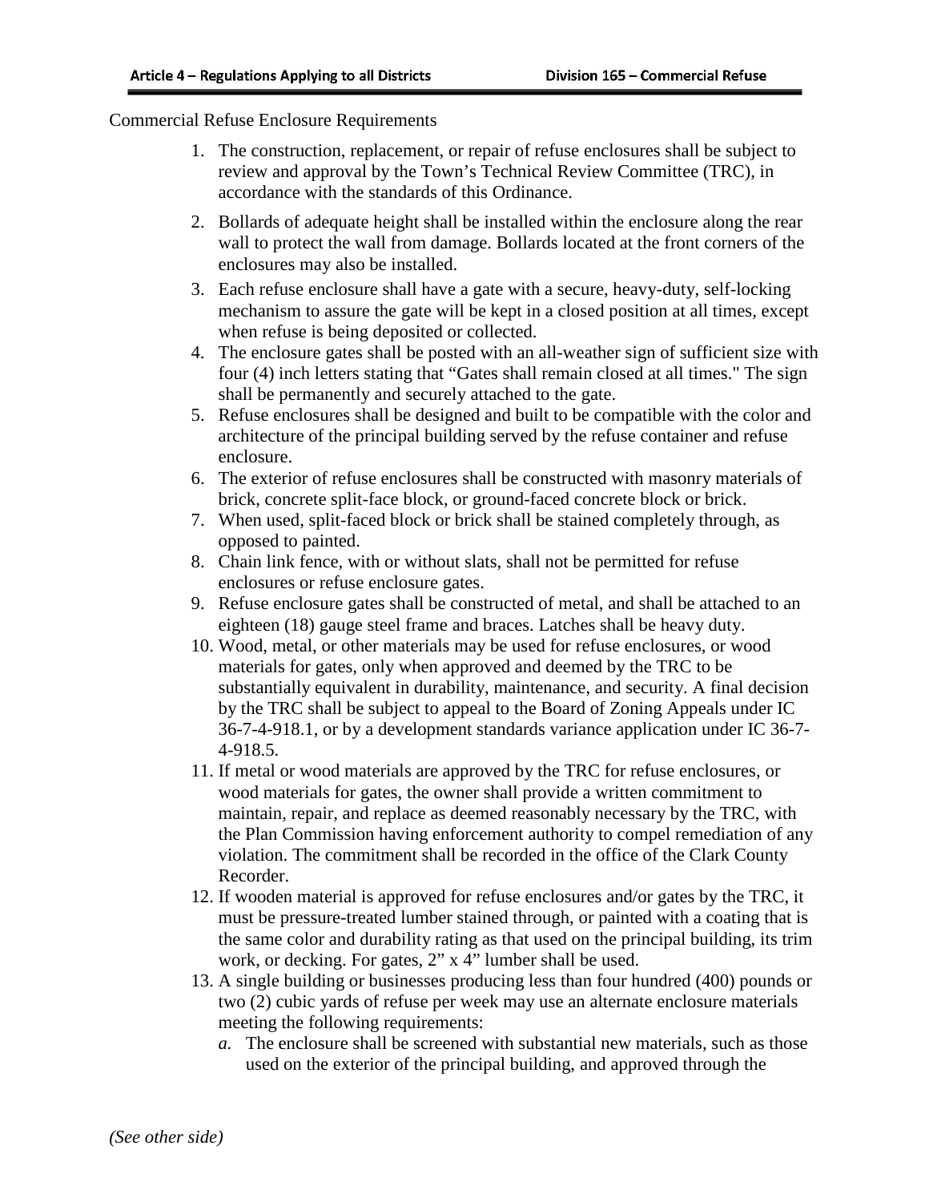Commercial Refuse Enclosure Requirements

1. The construction, replacement, or repair of refuse enclosures shall be subject to review and approval by the Town's Technical Review Committee (TRC), in accordance with the standards of this Ordinance.
2. Bollards of adequate height shall be installed within the enclosure along the rear wall to protect the wall from damage. Bollards located at the front corners of the enclosures may also be installed.
3. Each refuse enclosure shall have a gate with a secure, heavy-duty, self-locking mechanism to assure the gate will be kept in a closed position at all times, except when refuse is being deposited or collected.
4. The enclosure gates shall be posted with an all-weather sign of sufficient size with four (4) inch letters stating that "Gates shall remain closed at all times." The sign shall be permanently and securely attached to the gate.
5. Refuse enclosures shall be designed and built to be compatible with the color and architecture of the principal building served by the refuse container and refuse enclosure.
6. The exterior of refuse enclosures shall be constructed with masonry materials of brick, concrete split-face block, or ground-faced concrete block or brick.
7. When used, split-faced block or brick shall be stained completely through, as opposed to painted.
8. Chain link fence, with or without slats, shall not be permitted for refuse enclosures or refuse enclosure gates.
9. Refuse enclosure gates shall be constructed of metal, and shall be attached to an eighteen (18) gauge steel frame and braces. Latches shall be heavy duty.
10. Wood, metal, or other materials may be used for refuse enclosures, or wood materials for gates, only when approved and deemed by the TRC to be substantially equivalent in durability, maintenance, and security. A final decision by the TRC shall be subject to appeal to the Board of Zoning Appeals under IC 36-7-4-918.1, or by a development standards variance application under IC 36-7-4-918.5.
11. If metal or wood materials are approved by the TRC for refuse enclosures, or wood materials for gates, the owner shall provide a written commitment to maintain, repair, and replace as deemed reasonably necessary by the TRC, with the Plan Commission having enforcement authority to compel remediation of any violation. The commitment shall be recorded in the office of the Clark County Recorder.
12. If wooden material is approved for refuse enclosures and/or gates by the TRC, it must be pressure-treated lumber stained through, or painted with a coating that is the same color and durability rating as that used on the principal building, its trim work, or decking. For gates, 2" x 4" lumber shall be used.
13. A single building or businesses producing less than four hundred (400) pounds or two (2) cubic yards of refuse per week may use an alternate enclosure materials meeting the following requirements:
    *a.* The enclosure shall be screened with substantial new materials, such as those used on the exterior of the principal building, and approved through the

*(See other side)*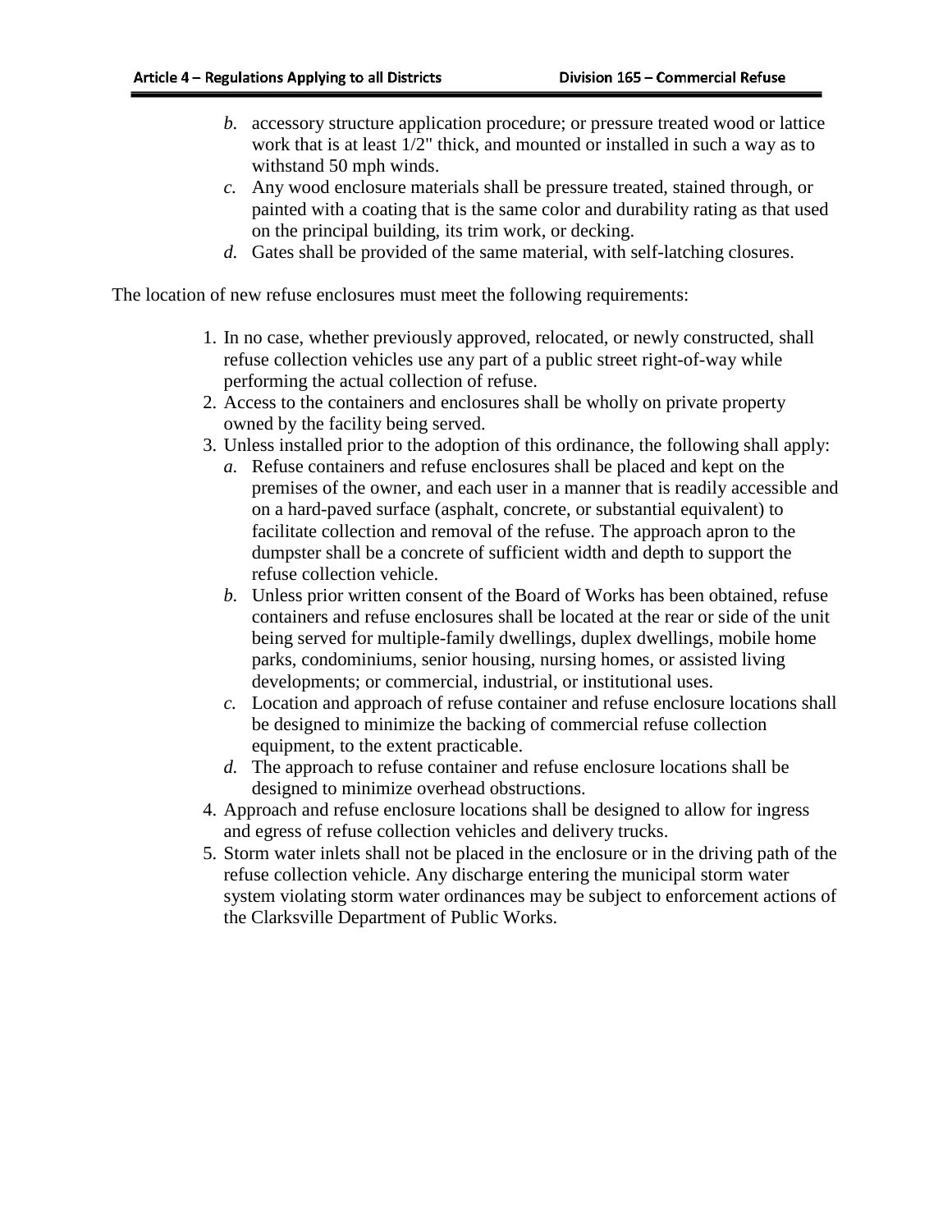*b.* accessory structure application procedure; or pressure treated wood or lattice work that is at least 1/2" thick, and mounted or installed in such a way as to withstand 50 mph winds.

*c.* Any wood enclosure materials shall be pressure treated, stained through, or painted with a coating that is the same color and durability rating as that used on the principal building, its trim work, or decking.

*d.* Gates shall be provided of the same material, with self-latching closures.

The location of new refuse enclosures must meet the following requirements:

1. In no case, whether previously approved, relocated, or newly constructed, shall refuse collection vehicles use any part of a public street right-of-way while performing the actual collection of refuse.
2. Access to the containers and enclosures shall be wholly on private property owned by the facility being served.
3. Unless installed prior to the adoption of this ordinance, the following shall apply:
   - *a.* Refuse containers and refuse enclosures shall be placed and kept on the premises of the owner, and each user in a manner that is readily accessible and on a hard-paved surface (asphalt, concrete, or substantial equivalent) to facilitate collection and removal of the refuse. The approach apron to the dumpster shall be a concrete of sufficient width and depth to support the refuse collection vehicle.
   - *b.* Unless prior written consent of the Board of Works has been obtained, refuse containers and refuse enclosures shall be located at the rear or side of the unit being served for multiple-family dwellings, duplex dwellings, mobile home parks, condominiums, senior housing, nursing homes, or assisted living developments; or commercial, industrial, or institutional uses.
   - *c.* Location and approach of refuse container and refuse enclosure locations shall be designed to minimize the backing of commercial refuse collection equipment, to the extent practicable.
   - *d.* The approach to refuse container and refuse enclosure locations shall be designed to minimize overhead obstructions.
4. Approach and refuse enclosure locations shall be designed to allow for ingress and egress of refuse collection vehicles and delivery trucks.
5. Storm water inlets shall not be placed in the enclosure or in the driving path of the refuse collection vehicle. Any discharge entering the municipal storm water system violating storm water ordinances may be subject to enforcement actions of the Clarksville Department of Public Works.